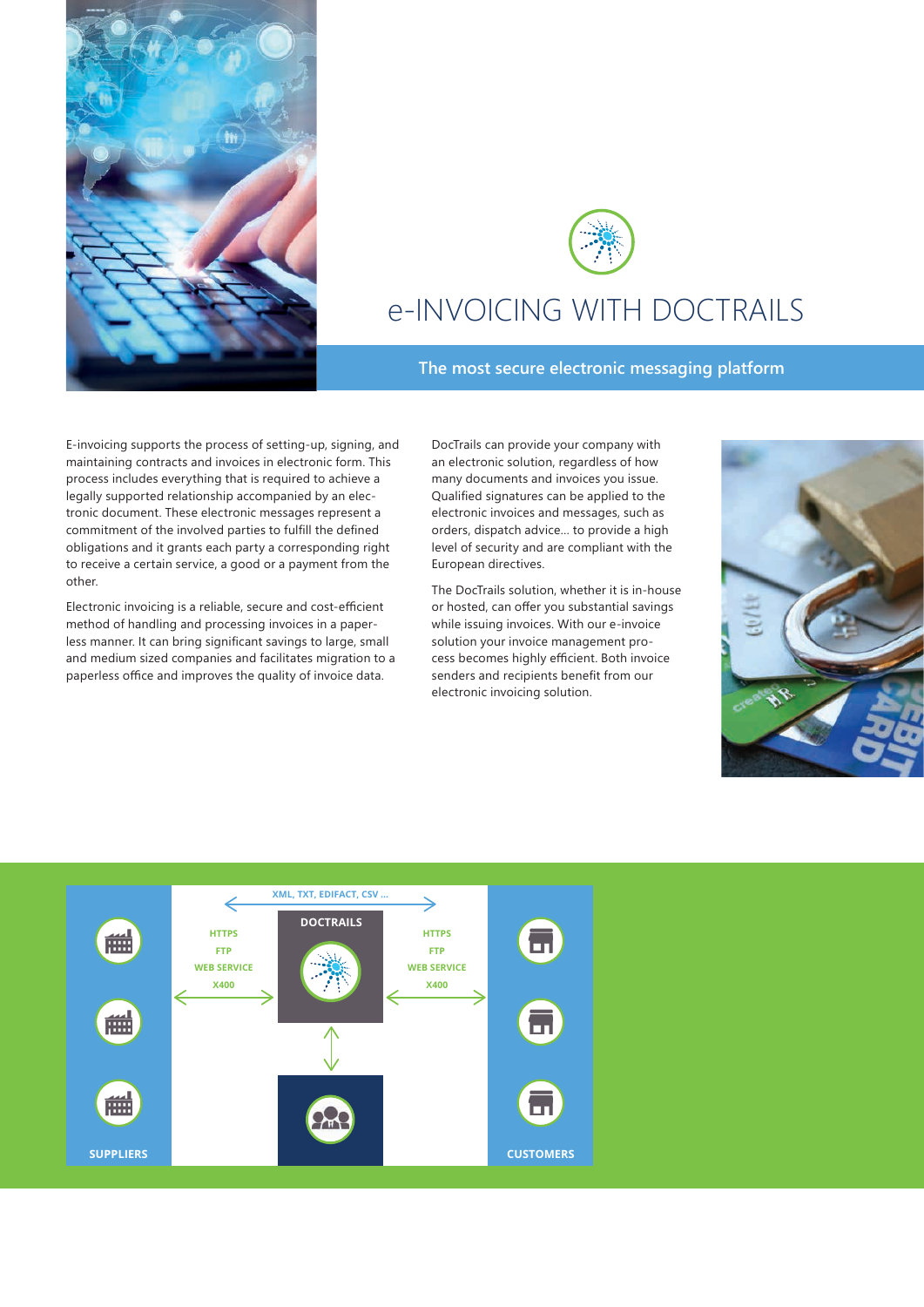# e-INVOICING WITH DOCTRAILS

## The most secure electronic messaging platform

E-invoicing supports the process of setting-up, signing, and maintaining contracts and invoices in electronic form. This process includes everything that is required to achieve a legally supported relationship accompanied by an electronic document. These electronic messages represent a commitment of the involved parties to fulfill the defined obligations and it grants each party a corresponding right to receive a certain service, a good or a payment from the other.

Electronic invoicing is a reliable, secure and cost-efficient method of handling and processing invoices in a paperless manner. It can bring significant savings to large, small and medium sized companies and facilitates migration to a paperless office and improves the quality of invoice data.

DocTrails can provide your company with an electronic solution, regardless of how many documents and invoices you issue. Qualified signatures can be applied to the electronic invoices and messages, such as orders, dispatch advice... to provide a high level of security and are compliant with the European directives.

The DocTrails solution, whether it is in-house or hosted, can offer you substantial savings while issuing invoices. With our e-invoice solution your invoice management process becomes highly efficient. Both invoice senders and recipients benefit from our electronic invoicing solution.

XML, TXT, EDIFACT, CSV ...

SUPPLIERS — HTTPS, FTP, WEB SERVICE, X400 — DOCTRAILS — HTTPS, FTP, WEB SERVICE, X400 — CUSTOMERS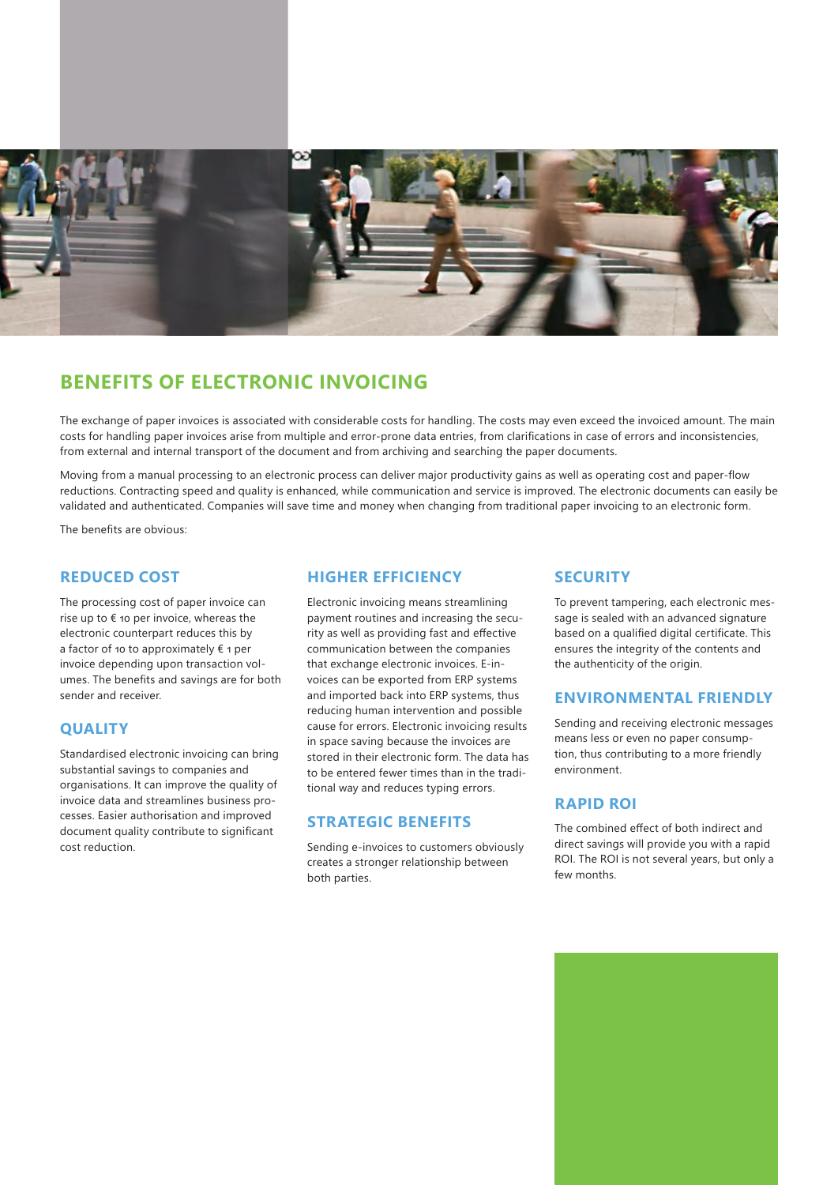## BENEFITS OF ELECTRONIC INVOICING

The exchange of paper invoices is associated with considerable costs for handling. The costs may even exceed the invoiced amount. The main costs for handling paper invoices arise from multiple and error-prone data entries, from clarifications in case of errors and inconsistencies, from external and internal transport of the document and from archiving and searching the paper documents.

Moving from a manual processing to an electronic process can deliver major productivity gains as well as operating cost and paper-flow reductions. Contracting speed and quality is enhanced, while communication and service is improved. The electronic documents can easily be validated and authenticated. Companies will save time and money when changing from traditional paper invoicing to an electronic form.

The benefits are obvious:

### REDUCED COST

The processing cost of paper invoice can rise up to € 10 per invoice, whereas the electronic counterpart reduces this by a factor of 10 to approximately € 1 per invoice depending upon transaction volumes. The benefits and savings are for both sender and receiver.

### QUALITY

Standardised electronic invoicing can bring substantial savings to companies and organisations. It can improve the quality of invoice data and streamlines business processes. Easier authorisation and improved document quality contribute to significant cost reduction.

### HIGHER EFFICIENCY

Electronic invoicing means streamlining payment routines and increasing the security as well as providing fast and effective communication between the companies that exchange electronic invoices. E-invoices can be exported from ERP systems and imported back into ERP systems, thus reducing human intervention and possible cause for errors. Electronic invoicing results in space saving because the invoices are stored in their electronic form. The data has to be entered fewer times than in the traditional way and reduces typing errors.

### STRATEGIC BENEFITS

Sending e-invoices to customers obviously creates a stronger relationship between both parties.

### SECURITY

To prevent tampering, each electronic message is sealed with an advanced signature based on a qualified digital certificate. This ensures the integrity of the contents and the authenticity of the origin.

### ENVIRONMENTAL FRIENDLY

Sending and receiving electronic messages means less or even no paper consumption, thus contributing to a more friendly environment.

### RAPID ROI

The combined effect of both indirect and direct savings will provide you with a rapid ROI. The ROI is not several years, but only a few months.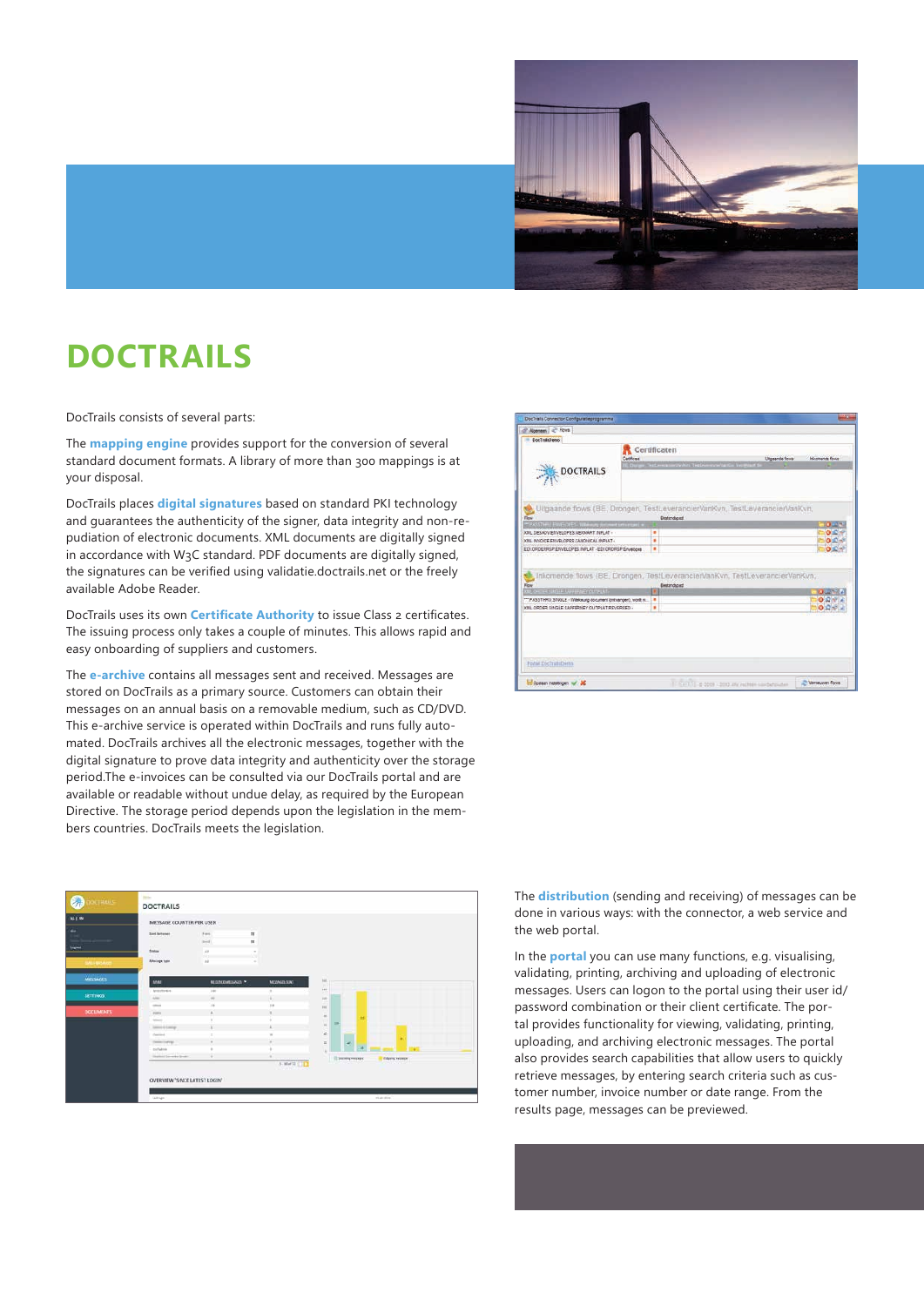# DOCTRAILS

DocTrails consists of several parts:

The **mapping engine** provides support for the conversion of several standard document formats. A library of more than 300 mappings is at your disposal.

DocTrails places **digital signatures** based on standard PKI technology and guarantees the authenticity of the signer, data integrity and non-repudiation of electronic documents. XML documents are digitally signed in accordance with W3C standard. PDF documents are digitally signed, the signatures can be verified using validatie.doctrails.net or the freely available Adobe Reader.

DocTrails uses its own **Certificate Authority** to issue Class 2 certificates. The issuing process only takes a couple of minutes. This allows rapid and easy onboarding of suppliers and customers.

The **e-archive** contains all messages sent and received. Messages are stored on DocTrails as a primary source. Customers can obtain their messages on an annual basis on a removable medium, such as CD/DVD. This e-archive service is operated within DocTrails and runs fully automated. DocTrails archives all the electronic messages, together with the digital signature to prove data integrity and authenticity over the storage period.The e-invoices can be consulted via our DocTrails portal and are available or readable without undue delay, as required by the European Directive. The storage period depends upon the legislation in the members countries. DocTrails meets the legislation.

The **distribution** (sending and receiving) of messages can be done in various ways: with the connector, a web service and the web portal.

In the **portal** you can use many functions, e.g. visualising, validating, printing, archiving and uploading of electronic messages. Users can logon to the portal using their user id/password combination or their client certificate. The portal provides functionality for viewing, validating, printing, uploading, and archiving electronic messages. The portal also provides search capabilities that allow users to quickly retrieve messages, by entering search criteria such as customer number, invoice number or date range. From the results page, messages can be previewed.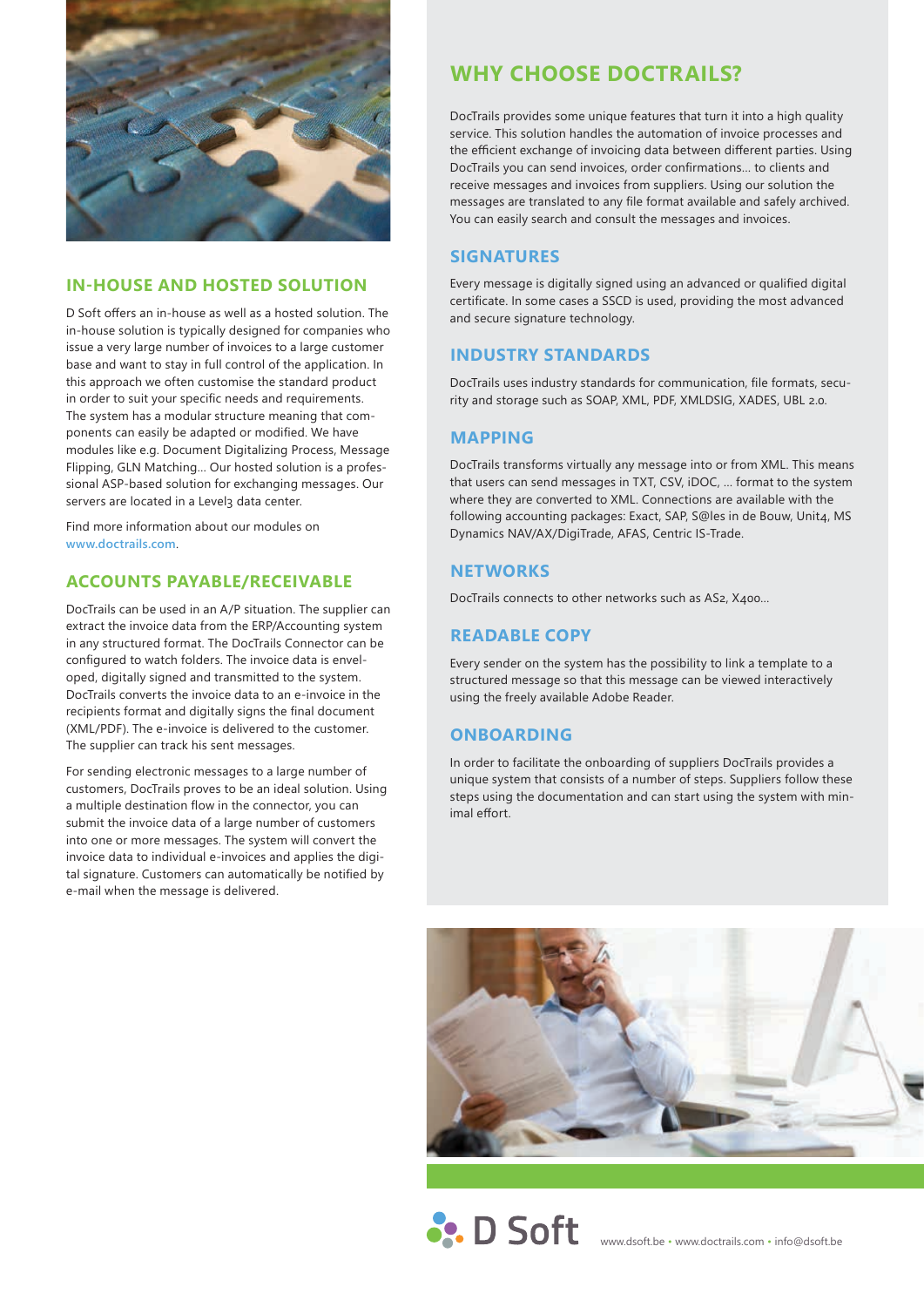## IN-HOUSE AND HOSTED SOLUTION

D Soft offers an in-house as well as a hosted solution. The in-house solution is typically designed for companies who issue a very large number of invoices to a large customer base and want to stay in full control of the application. In this approach we often customise the standard product in order to suit your specific needs and requirements. The system has a modular structure meaning that components can easily be adapted or modified. We have modules like e.g. Document Digitalizing Process, Message Flipping, GLN Matching... Our hosted solution is a professional ASP-based solution for exchanging messages. Our servers are located in a Level3 data center.

Find more information about our modules on www.doctrails.com.

## ACCOUNTS PAYABLE/RECEIVABLE

DocTrails can be used in an A/P situation. The supplier can extract the invoice data from the ERP/Accounting system in any structured format. The DocTrails Connector can be configured to watch folders. The invoice data is enveloped, digitally signed and transmitted to the system. DocTrails converts the invoice data to an e-invoice in the recipients format and digitally signs the final document (XML/PDF). The e-invoice is delivered to the customer. The supplier can track his sent messages.

For sending electronic messages to a large number of customers, DocTrails proves to be an ideal solution. Using a multiple destination flow in the connector, you can submit the invoice data of a large number of customers into one or more messages. The system will convert the invoice data to individual e-invoices and applies the digital signature. Customers can automatically be notified by e-mail when the message is delivered.

## WHY CHOOSE DOCTRAILS?

DocTrails provides some unique features that turn it into a high quality service. This solution handles the automation of invoice processes and the efficient exchange of invoicing data between different parties. Using DocTrails you can send invoices, order confirmations... to clients and receive messages and invoices from suppliers. Using our solution the messages are translated to any file format available and safely archived. You can easily search and consult the messages and invoices.

### SIGNATURES

Every message is digitally signed using an advanced or qualified digital certificate. In some cases a SSCD is used, providing the most advanced and secure signature technology.

### INDUSTRY STANDARDS

DocTrails uses industry standards for communication, file formats, security and storage such as SOAP, XML, PDF, XMLDSIG, XADES, UBL 2.0.

### MAPPING

DocTrails transforms virtually any message into or from XML. This means that users can send messages in TXT, CSV, iDOC, ... format to the system where they are converted to XML. Connections are available with the following accounting packages: Exact, SAP, S@les in de Bouw, Unit4, MS Dynamics NAV/AX/DigiTrade, AFAS, Centric IS-Trade.

### NETWORKS

DocTrails connects to other networks such as AS2, X400...

### READABLE COPY

Every sender on the system has the possibility to link a template to a structured message so that this message can be viewed interactively using the freely available Adobe Reader.

### ONBOARDING

In order to facilitate the onboarding of suppliers DocTrails provides a unique system that consists of a number of steps. Suppliers follow these steps using the documentation and can start using the system with minimal effort.

D Soft

www.dsoft.be • www.doctrails.com • info@dsoft.be